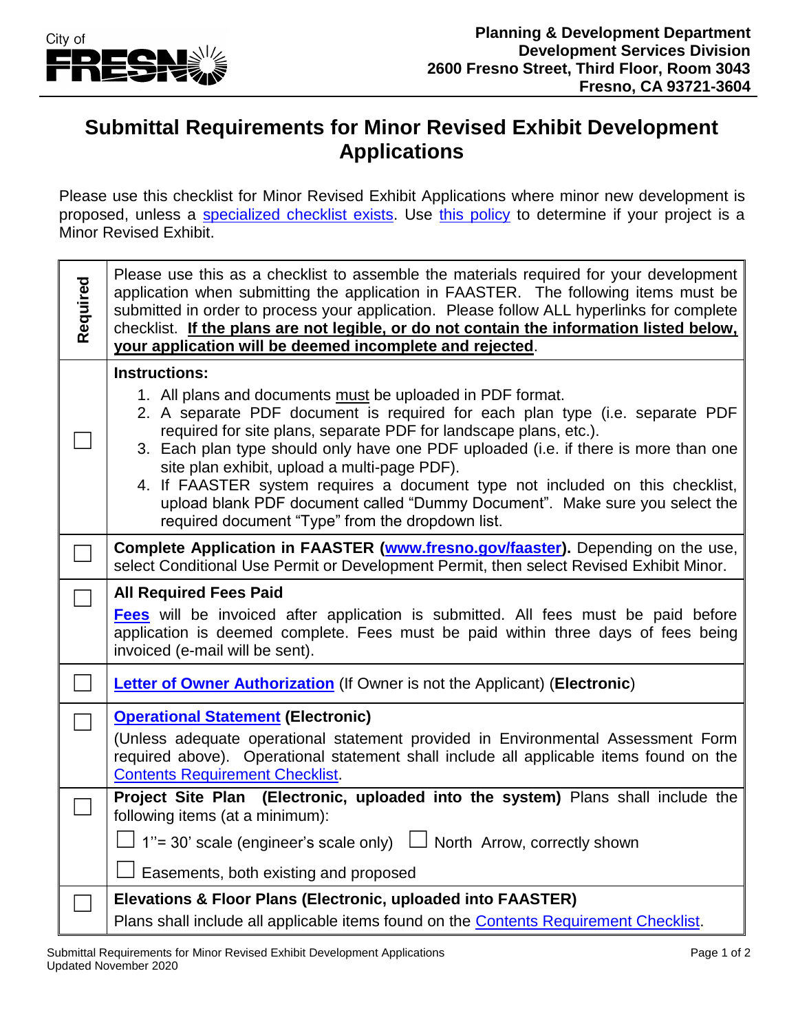City of FRESNO

**Planning & Development Department**
**Development Services Division**
**2600 Fresno Street, Third Floor, Room 3043**
**Fresno, CA 93721-3604**

# Submittal Requirements for Minor Revised Exhibit Development Applications

Please use this checklist for Minor Revised Exhibit Applications where minor new development is proposed, unless a [specialized checklist exists](). Use [this policy]() to determine if your project is a Minor Revised Exhibit.

| Required | Please use this as a checklist to assemble the materials required for your development application when submitting the application in FAASTER. The following items must be submitted in order to process your application. Please follow ALL hyperlinks for complete checklist. **If the plans are not legible, or do not contain the information listed below, your application will be deemed incomplete and rejected**. |
|---|---|
| ☐ | **Instructions:** <br> 1. All plans and documents must be uploaded in PDF format. <br> 2. A separate PDF document is required for each plan type (i.e. separate PDF required for site plans, separate PDF for landscape plans, etc.). <br> 3. Each plan type should only have one PDF uploaded (i.e. if there is more than one site plan exhibit, upload a multi-page PDF). <br> 4. If FAASTER system requires a document type not included on this checklist, upload blank PDF document called "Dummy Document". Make sure you select the required document "Type" from the dropdown list. |
| ☐ | **Complete Application in FAASTER ([www.fresno.gov/faaster]()).** Depending on the use, select Conditional Use Permit or Development Permit, then select Revised Exhibit Minor. |
| ☐ | **All Required Fees Paid** <br> **[Fees]()** will be invoiced after application is submitted. All fees must be paid before application is deemed complete. Fees must be paid within three days of fees being invoiced (e-mail will be sent). |
| ☐ | **[Letter of Owner Authorization]()** (If Owner is not the Applicant) (**Electronic**) |
| ☐ | **[Operational Statement]() (Electronic)** <br> (Unless adequate operational statement provided in Environmental Assessment Form required above). Operational statement shall include all applicable items found on the [Contents Requirement Checklist](). |
| ☐ | **Project Site Plan (Electronic, uploaded into the system)** Plans shall include the following items (at a minimum): <br> ☐ 1"= 30' scale (engineer's scale only) ☐ North Arrow, correctly shown <br> ☐ Easements, both existing and proposed |
| ☐ | **Elevations & Floor Plans (Electronic, uploaded into FAASTER)** <br> Plans shall include all applicable items found on the [Contents Requirement Checklist](). |

Submittal Requirements for Minor Revised Exhibit Development Applications
Updated November 2020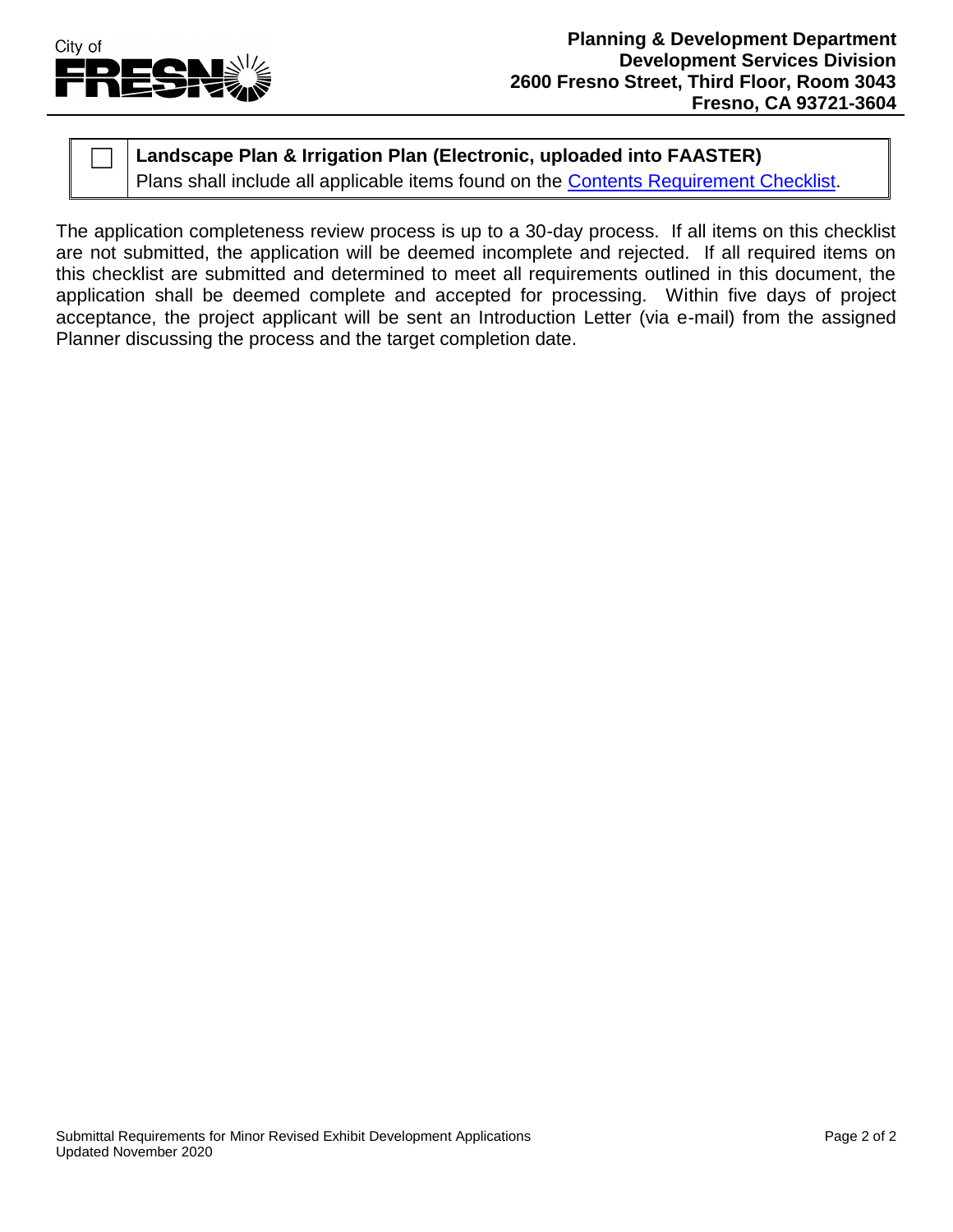| | |
|---|---|
| ☐ | **Landscape Plan & Irrigation Plan (Electronic, uploaded into FAASTER)**<br>Plans shall include all applicable items found on the Contents Requirement Checklist. |

The application completeness review process is up to a 30-day process. If all items on this checklist are not submitted, the application will be deemed incomplete and rejected. If all required items on this checklist are submitted and determined to meet all requirements outlined in this document, the application shall be deemed complete and accepted for processing. Within five days of project acceptance, the project applicant will be sent an Introduction Letter (via e-mail) from the assigned Planner discussing the process and the target completion date.